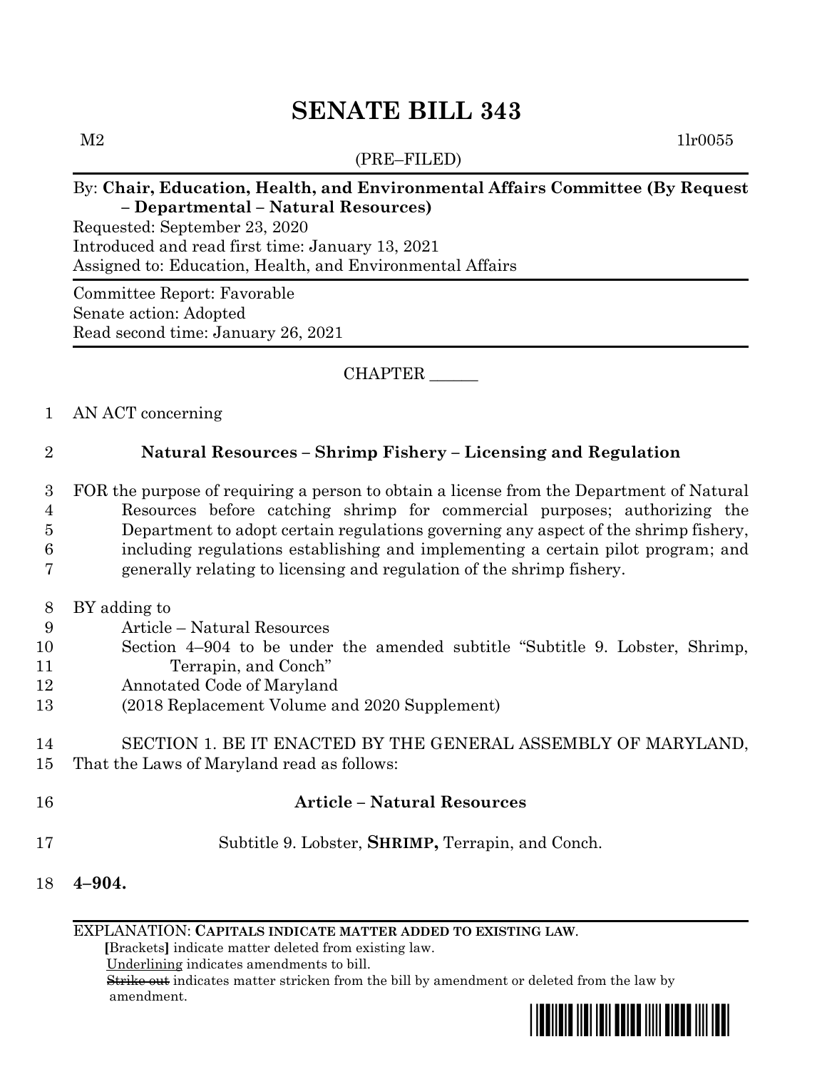# SENATE BILL 343

M2 1lr0055

(PRE–FILED)

By: **Chair, Education, Health, and Environmental Affairs Committee (By Request – Departmental – Natural Resources)**

Requested: September 23, 2020
Introduced and read first time: January 13, 2021
Assigned to: Education, Health, and Environmental Affairs

Committee Report: Favorable
Senate action: Adopted
Read second time: January 26, 2021

CHAPTER ______

1 AN ACT concerning

2 **Natural Resources – Shrimp Fishery – Licensing and Regulation**

3 FOR the purpose of requiring a person to obtain a license from the Department of Natural
4 Resources before catching shrimp for commercial purposes; authorizing the
5 Department to adopt certain regulations governing any aspect of the shrimp fishery,
6 including regulations establishing and implementing a certain pilot program; and
7 generally relating to licensing and regulation of the shrimp fishery.

8 BY adding to
9 Article – Natural Resources
10 Section 4–904 to be under the amended subtitle "Subtitle 9. Lobster, Shrimp,
11 Terrapin, and Conch"
12 Annotated Code of Maryland
13 (2018 Replacement Volume and 2020 Supplement)

14 SECTION 1. BE IT ENACTED BY THE GENERAL ASSEMBLY OF MARYLAND,
15 That the Laws of Maryland read as follows:

16 **Article – Natural Resources**

17 Subtitle 9. Lobster, **SHRIMP,** Terrapin, and Conch.

18 **4–904.**

EXPLANATION: **CAPITALS INDICATE MATTER ADDED TO EXISTING LAW.**
**[**Brackets**]** indicate matter deleted from existing law.
Underlining indicates amendments to bill.
~~Strike out~~ indicates matter stricken from the bill by amendment or deleted from the law by amendment.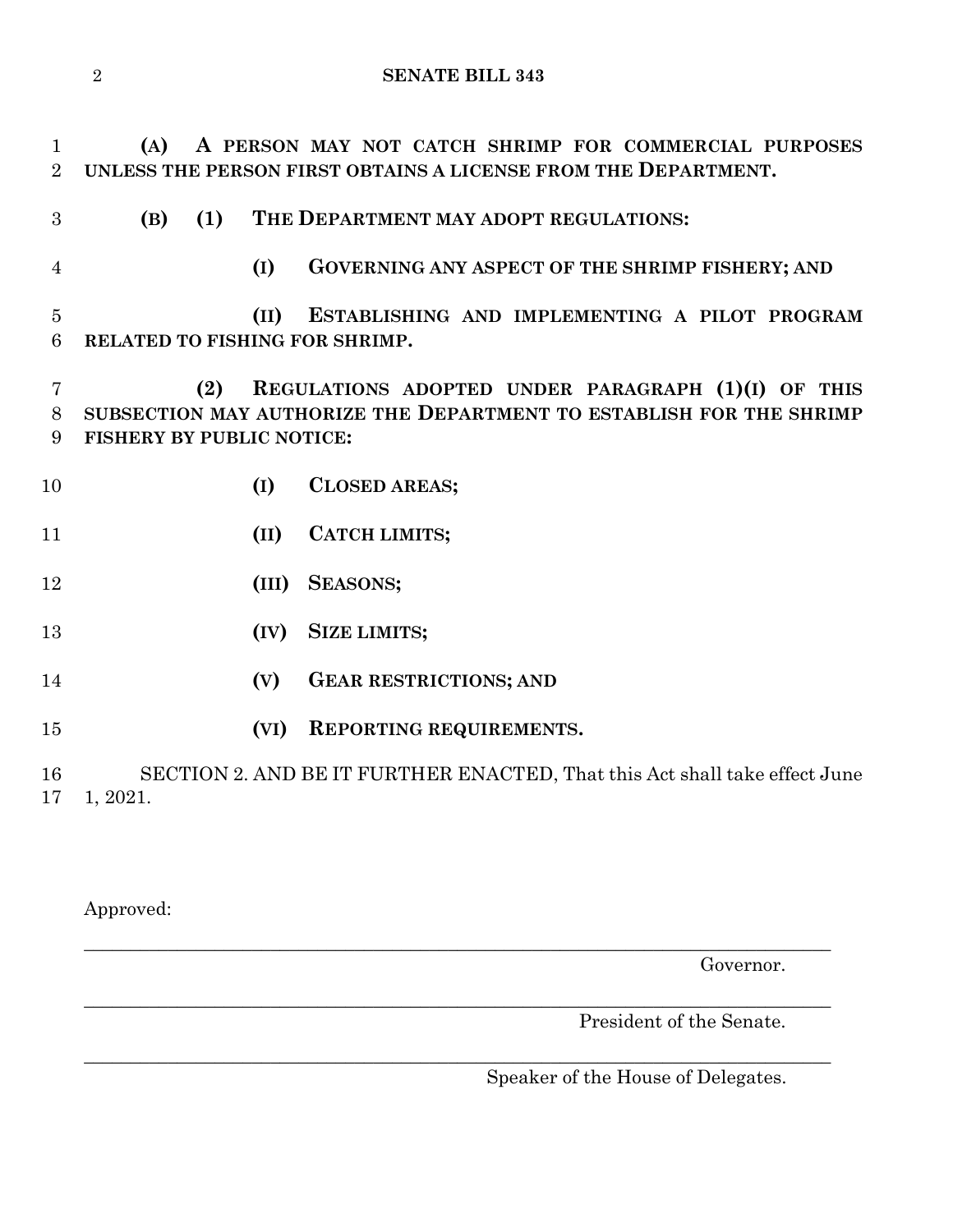**(A) A PERSON MAY NOT CATCH SHRIMP FOR COMMERCIAL PURPOSES UNLESS THE PERSON FIRST OBTAINS A LICENSE FROM THE DEPARTMENT.**

**(B) (1) THE DEPARTMENT MAY ADOPT REGULATIONS:**

**(I) GOVERNING ANY ASPECT OF THE SHRIMP FISHERY; AND**

**(II) ESTABLISHING AND IMPLEMENTING A PILOT PROGRAM RELATED TO FISHING FOR SHRIMP.**

**(2) REGULATIONS ADOPTED UNDER PARAGRAPH (1)(I) OF THIS SUBSECTION MAY AUTHORIZE THE DEPARTMENT TO ESTABLISH FOR THE SHRIMP FISHERY BY PUBLIC NOTICE:**

**(I) CLOSED AREAS;**

**(II) CATCH LIMITS;**

**(III) SEASONS;**

**(IV) SIZE LIMITS;**

**(V) GEAR RESTRICTIONS; AND**

**(VI) REPORTING REQUIREMENTS.**

SECTION 2. AND BE IT FURTHER ENACTED, That this Act shall take effect June 1, 2021.

Approved:

\_\_\_\_\_\_\_\_\_\_\_\_\_\_\_\_\_\_\_\_\_\_\_\_\_\_\_\_\_\_\_\_\_\_\_\_\_\_\_\_\_\_\_\_\_\_\_\_\_\_\_\_\_\_\_\_\_\_\_\_\_\_\_\_\_\_\_\_\_\_\_\_\_\_\_\_\_\_

Governor.

\_\_\_\_\_\_\_\_\_\_\_\_\_\_\_\_\_\_\_\_\_\_\_\_\_\_\_\_\_\_\_\_\_\_\_\_\_\_\_\_\_\_\_\_\_\_\_\_\_\_\_\_\_\_\_\_\_\_\_\_\_\_\_\_\_\_\_\_\_\_\_\_\_\_\_\_\_\_

President of the Senate.

\_\_\_\_\_\_\_\_\_\_\_\_\_\_\_\_\_\_\_\_\_\_\_\_\_\_\_\_\_\_\_\_\_\_\_\_\_\_\_\_\_\_\_\_\_\_\_\_\_\_\_\_\_\_\_\_\_\_\_\_\_\_\_\_\_\_\_\_\_\_\_\_\_\_\_\_\_\_

Speaker of the House of Delegates.